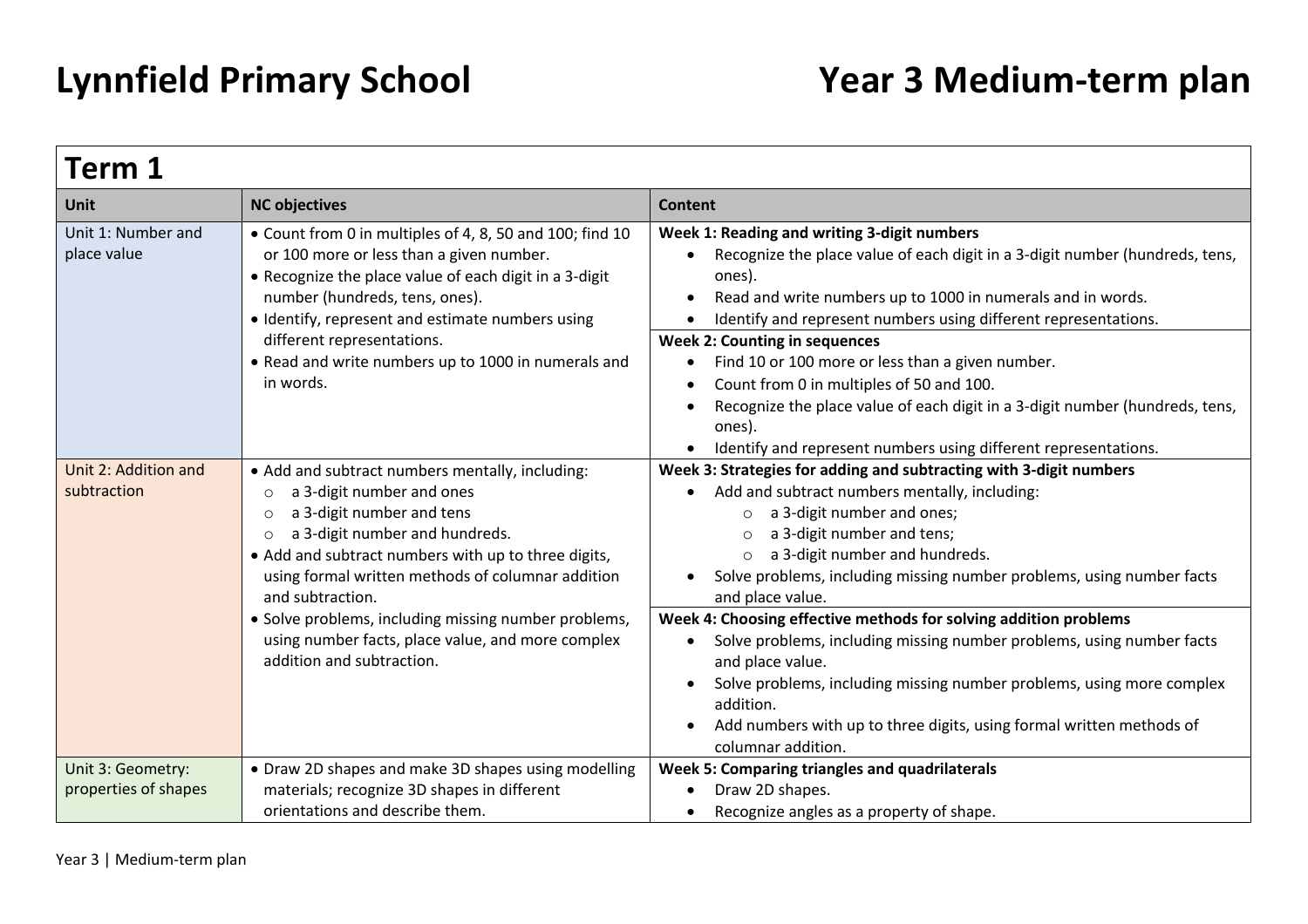# Lynnfield Primary School

# Year 3 Medium-term plan

## Term 1

| Unit | NC objectives | Content |
|---|---|---|
| Unit 1: Number and place value | • Count from 0 in multiples of 4, 8, 50 and 100; find 10 or 100 more or less than a given number.<br>• Recognize the place value of each digit in a 3-digit number (hundreds, tens, ones).<br>• Identify, represent and estimate numbers using different representations.<br>• Read and write numbers up to 1000 in numerals and in words. | **Week 1: Reading and writing 3-digit numbers**<br>• Recognize the place value of each digit in a 3-digit number (hundreds, tens, ones).<br>• Read and write numbers up to 1000 in numerals and in words.<br>• Identify and represent numbers using different representations.<br>**Week 2: Counting in sequences**<br>• Find 10 or 100 more or less than a given number.<br>• Count from 0 in multiples of 50 and 100.<br>• Recognize the place value of each digit in a 3-digit number (hundreds, tens, ones).<br>• Identify and represent numbers using different representations. |
| Unit 2: Addition and subtraction | • Add and subtract numbers mentally, including:<br>  ○ a 3-digit number and ones<br>  ○ a 3-digit number and tens<br>  ○ a 3-digit number and hundreds.<br>• Add and subtract numbers with up to three digits, using formal written methods of columnar addition and subtraction.<br>• Solve problems, including missing number problems, using number facts, place value, and more complex addition and subtraction. | **Week 3: Strategies for adding and subtracting with 3-digit numbers**<br>• Add and subtract numbers mentally, including:<br>  ○ a 3-digit number and ones;<br>  ○ a 3-digit number and tens;<br>  ○ a 3-digit number and hundreds.<br>• Solve problems, including missing number problems, using number facts and place value.<br>**Week 4: Choosing effective methods for solving addition problems**<br>• Solve problems, including missing number problems, using number facts and place value.<br>• Solve problems, including missing number problems, using more complex addition.<br>• Add numbers with up to three digits, using formal written methods of columnar addition. |
| Unit 3: Geometry: properties of shapes | • Draw 2D shapes and make 3D shapes using modelling materials; recognize 3D shapes in different orientations and describe them. | **Week 5: Comparing triangles and quadrilaterals**<br>• Draw 2D shapes.<br>• Recognize angles as a property of shape. |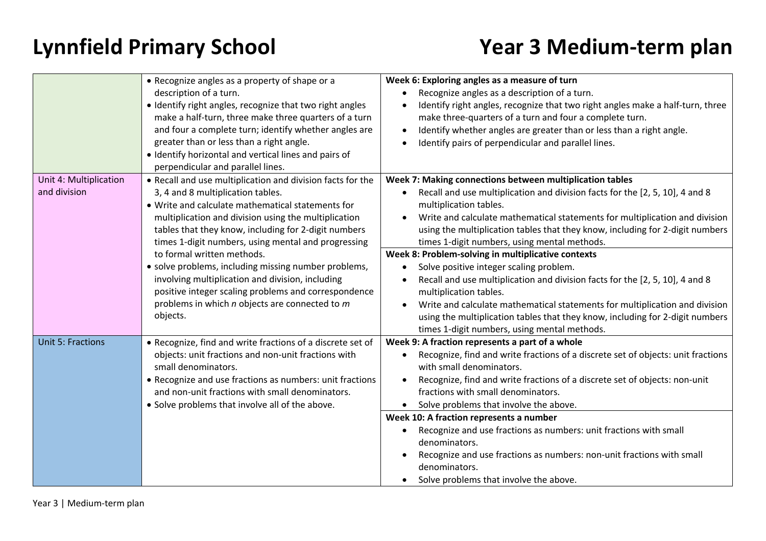# Lynnfield Primary School

# Year 3 Medium-term plan

| | | |
|---|---|---|
| | • Recognize angles as a property of shape or a description of a turn.<br>• Identify right angles, recognize that two right angles make a half-turn, three make three quarters of a turn and four a complete turn; identify whether angles are greater than or less than a right angle.<br>• Identify horizontal and vertical lines and pairs of perpendicular and parallel lines. | **Week 6: Exploring angles as a measure of turn**<br>• Recognize angles as a description of a turn.<br>• Identify right angles, recognize that two right angles make a half-turn, three make three-quarters of a turn and four a complete turn.<br>• Identify whether angles are greater than or less than a right angle.<br>• Identify pairs of perpendicular and parallel lines. |
| Unit 4: Multiplication and division | • Recall and use multiplication and division facts for the 3, 4 and 8 multiplication tables.<br>• Write and calculate mathematical statements for multiplication and division using the multiplication tables that they know, including for 2-digit numbers times 1-digit numbers, using mental and progressing to formal written methods.<br>• solve problems, including missing number problems, involving multiplication and division, including positive integer scaling problems and correspondence problems in which *n* objects are connected to *m* objects. | **Week 7: Making connections between multiplication tables**<br>• Recall and use multiplication and division facts for the [2, 5, 10], 4 and 8 multiplication tables.<br>• Write and calculate mathematical statements for multiplication and division using the multiplication tables that they know, including for 2-digit numbers times 1-digit numbers, using mental methods.<br><br>**Week 8: Problem-solving in multiplicative contexts**<br>• Solve positive integer scaling problem.<br>• Recall and use multiplication and division facts for the [2, 5, 10], 4 and 8 multiplication tables.<br>• Write and calculate mathematical statements for multiplication and division using the multiplication tables that they know, including for 2-digit numbers times 1-digit numbers, using mental methods. |
| Unit 5: Fractions | • Recognize, find and write fractions of a discrete set of objects: unit fractions and non-unit fractions with small denominators.<br>• Recognize and use fractions as numbers: unit fractions and non-unit fractions with small denominators.<br>• Solve problems that involve all of the above. | **Week 9: A fraction represents a part of a whole**<br>• Recognize, find and write fractions of a discrete set of objects: unit fractions with small denominators.<br>• Recognize, find and write fractions of a discrete set of objects: non-unit fractions with small denominators.<br>• Solve problems that involve the above.<br><br>**Week 10: A fraction represents a number**<br>• Recognize and use fractions as numbers: unit fractions with small denominators.<br>• Recognize and use fractions as numbers: non-unit fractions with small denominators.<br>• Solve problems that involve the above. |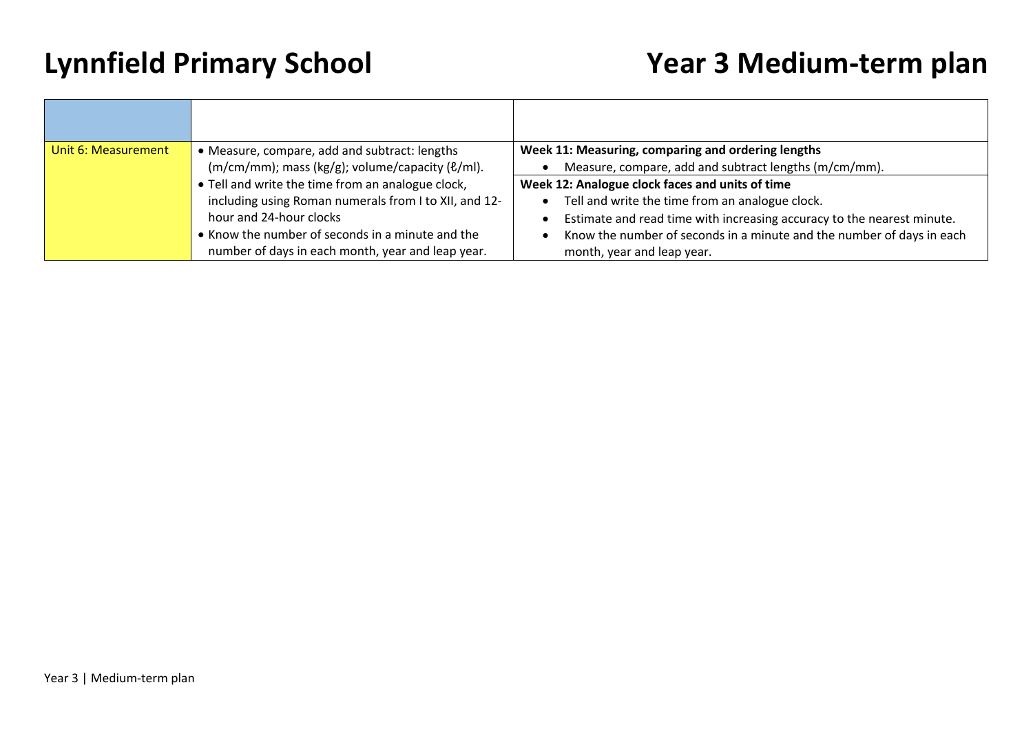# Lynnfield Primary School

# Year 3 Medium-term plan

| | | |
|---|---|---|
| Unit 6: Measurement | • Measure, compare, add and subtract: lengths (m/cm/mm); mass (kg/g); volume/capacity (ℓ/ml).<br>• Tell and write the time from an analogue clock, including using Roman numerals from I to XII, and 12-hour and 24-hour clocks<br>• Know the number of seconds in a minute and the number of days in each month, year and leap year. | **Week 11: Measuring, comparing and ordering lengths**<br>• Measure, compare, add and subtract lengths (m/cm/mm).<br>**Week 12: Analogue clock faces and units of time**<br>• Tell and write the time from an analogue clock.<br>• Estimate and read time with increasing accuracy to the nearest minute.<br>• Know the number of seconds in a minute and the number of days in each month, year and leap year. |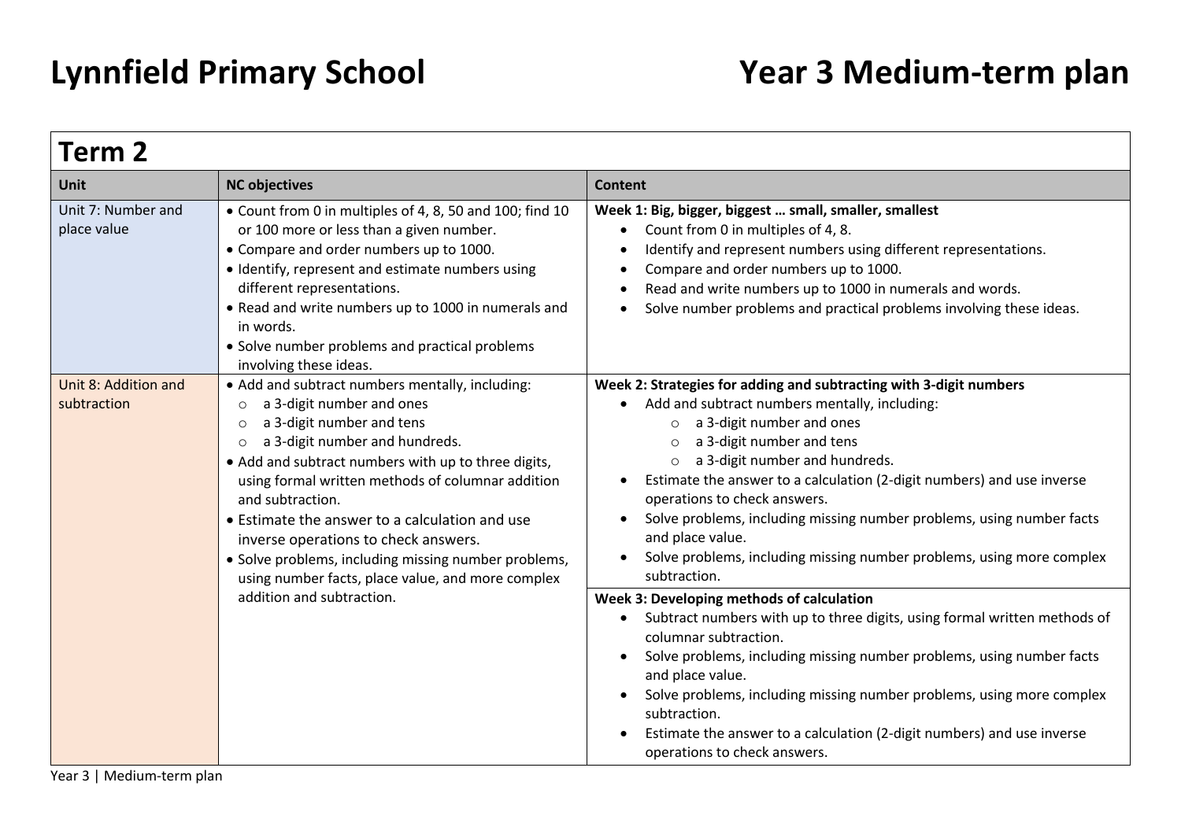# Lynnfield Primary School

# Year 3 Medium-term plan

## Term 2

| Unit | NC objectives | Content |
| --- | --- | --- |
| Unit 7: Number and place value | • Count from 0 in multiples of 4, 8, 50 and 100; find 10 or 100 more or less than a given number.<br>• Compare and order numbers up to 1000.<br>• Identify, represent and estimate numbers using different representations.<br>• Read and write numbers up to 1000 in numerals and in words.<br>• Solve number problems and practical problems involving these ideas. | **Week 1: Big, bigger, biggest … small, smaller, smallest**<br>• Count from 0 in multiples of 4, 8.<br>• Identify and represent numbers using different representations.<br>• Compare and order numbers up to 1000.<br>• Read and write numbers up to 1000 in numerals and words.<br>• Solve number problems and practical problems involving these ideas. |
| Unit 8: Addition and subtraction | • Add and subtract numbers mentally, including:<br>○ a 3-digit number and ones<br>○ a 3-digit number and tens<br>○ a 3-digit number and hundreds.<br>• Add and subtract numbers with up to three digits, using formal written methods of columnar addition and subtraction.<br>• Estimate the answer to a calculation and use inverse operations to check answers.<br>• Solve problems, including missing number problems, using number facts, place value, and more complex addition and subtraction. | **Week 2: Strategies for adding and subtracting with 3-digit numbers**<br>• Add and subtract numbers mentally, including:<br>○ a 3-digit number and ones<br>○ a 3-digit number and tens<br>○ a 3-digit number and hundreds.<br>• Estimate the answer to a calculation (2-digit numbers) and use inverse operations to check answers.<br>• Solve problems, including missing number problems, using number facts and place value.<br>• Solve problems, including missing number problems, using more complex subtraction. |
| | | **Week 3: Developing methods of calculation**<br>• Subtract numbers with up to three digits, using formal written methods of columnar subtraction.<br>• Solve problems, including missing number problems, using number facts and place value.<br>• Solve problems, including missing number problems, using more complex subtraction.<br>• Estimate the answer to a calculation (2-digit numbers) and use inverse operations to check answers. |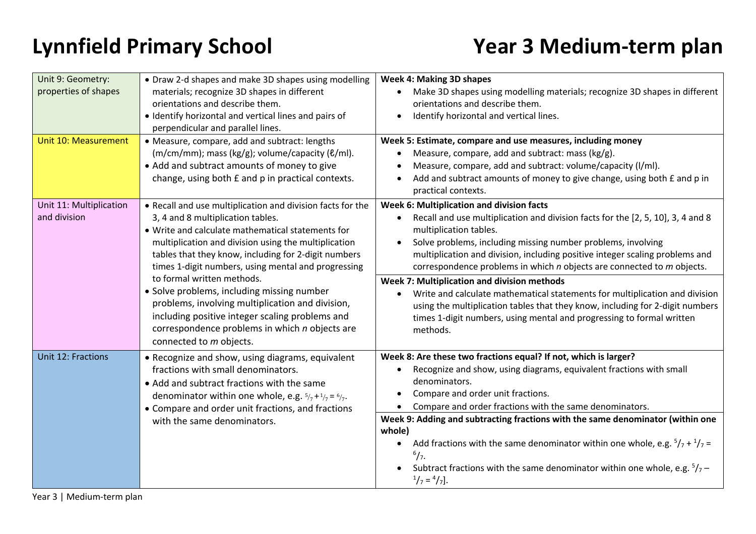# Lynnfield Primary School

# Year 3 Medium-term plan

| Unit | Objectives | Weekly plan |
| --- | --- | --- |
| Unit 9: Geometry: properties of shapes | • Draw 2-d shapes and make 3D shapes using modelling materials; recognize 3D shapes in different orientations and describe them.<br>• Identify horizontal and vertical lines and pairs of perpendicular and parallel lines. | **Week 4: Making 3D shapes**<br>• Make 3D shapes using modelling materials; recognize 3D shapes in different orientations and describe them.<br>• Identify horizontal and vertical lines. |
| Unit 10: Measurement | • Measure, compare, add and subtract: lengths (m/cm/mm); mass (kg/g); volume/capacity (ℓ/ml).<br>• Add and subtract amounts of money to give change, using both £ and p in practical contexts. | **Week 5: Estimate, compare and use measures, including money**<br>• Measure, compare, add and subtract: mass (kg/g).<br>• Measure, compare, add and subtract: volume/capacity (l/ml).<br>• Add and subtract amounts of money to give change, using both £ and p in practical contexts. |
| Unit 11: Multiplication and division | • Recall and use multiplication and division facts for the 3, 4 and 8 multiplication tables.<br>• Write and calculate mathematical statements for multiplication and division using the multiplication tables that they know, including for 2-digit numbers times 1-digit numbers, using mental and progressing to formal written methods.<br>• Solve problems, including missing number problems, involving multiplication and division, including positive integer scaling problems and correspondence problems in which *n* objects are connected to *m* objects. | **Week 6: Multiplication and division facts**<br>• Recall and use multiplication and division facts for the [2, 5, 10], 3, 4 and 8 multiplication tables.<br>• Solve problems, including missing number problems, involving multiplication and division, including positive integer scaling problems and correspondence problems in which *n* objects are connected to *m* objects.<br><br>**Week 7: Multiplication and division methods**<br>• Write and calculate mathematical statements for multiplication and division using the multiplication tables that they know, including for 2-digit numbers times 1-digit numbers, using mental and progressing to formal written methods. |
| Unit 12: Fractions | • Recognize and show, using diagrams, equivalent fractions with small denominators.<br>• Add and subtract fractions with the same denominator within one whole, e.g. $^5/_7 + {}^1/_7 = {}^6/_7$.<br>• Compare and order unit fractions, and fractions with the same denominators. | **Week 8: Are these two fractions equal? If not, which is larger?**<br>• Recognize and show, using diagrams, equivalent fractions with small denominators.<br>• Compare and order unit fractions.<br>• Compare and order fractions with the same denominators.<br><br>**Week 9: Adding and subtracting fractions with the same denominator (within one whole)**<br>• Add fractions with the same denominator within one whole, e.g. $^5/_7 + {}^1/_7 = {}^6/_7$.<br>• Subtract fractions with the same denominator within one whole, e.g. $^5/_7 - {}^1/_7 = {}^4/_7$]. |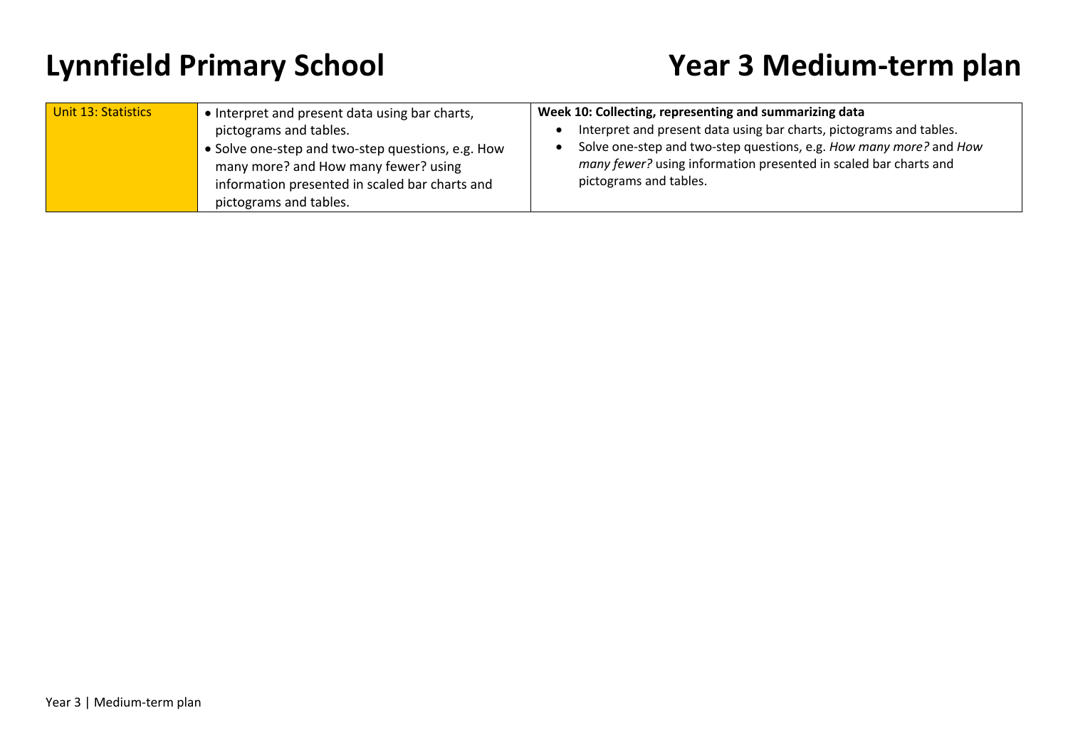# Lynnfield Primary School

# Year 3 Medium-term plan

| Unit 13: Statistics | • Interpret and present data using bar charts, pictograms and tables.<br>• Solve one-step and two-step questions, e.g. How many more? and How many fewer? using information presented in scaled bar charts and pictograms and tables. | **Week 10: Collecting, representing and summarizing data**<br>• Interpret and present data using bar charts, pictograms and tables.<br>• Solve one-step and two-step questions, e.g. *How many more?* and *How many fewer?* using information presented in scaled bar charts and pictograms and tables. |
|---|---|---|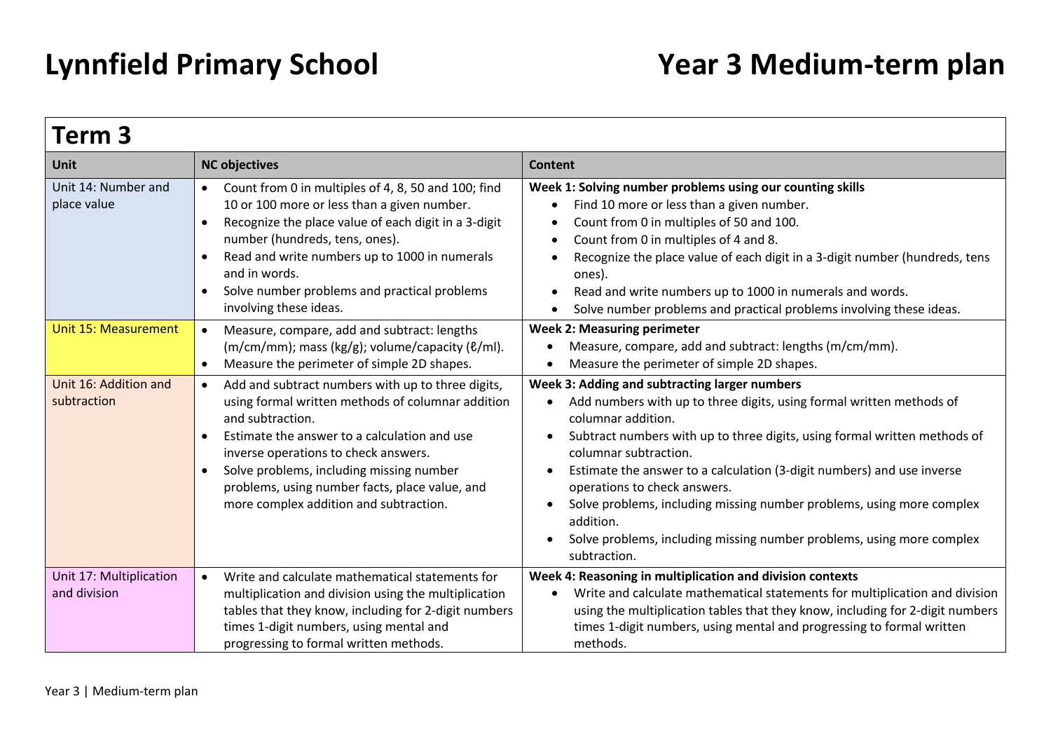# Lynnfield Primary School

# Year 3 Medium-term plan

## Term 3

| Unit | NC objectives | Content |
|---|---|---|
| Unit 14: Number and place value | • Count from 0 in multiples of 4, 8, 50 and 100; find 10 or 100 more or less than a given number.<br>• Recognize the place value of each digit in a 3-digit number (hundreds, tens, ones).<br>• Read and write numbers up to 1000 in numerals and in words.<br>• Solve number problems and practical problems involving these ideas. | **Week 1: Solving number problems using our counting skills**<br>• Find 10 more or less than a given number.<br>• Count from 0 in multiples of 50 and 100.<br>• Count from 0 in multiples of 4 and 8.<br>• Recognize the place value of each digit in a 3-digit number (hundreds, tens ones).<br>• Read and write numbers up to 1000 in numerals and words.<br>• Solve number problems and practical problems involving these ideas. |
| Unit 15: Measurement | • Measure, compare, add and subtract: lengths (m/cm/mm); mass (kg/g); volume/capacity (ℓ/ml).<br>• Measure the perimeter of simple 2D shapes. | **Week 2: Measuring perimeter**<br>• Measure, compare, add and subtract: lengths (m/cm/mm).<br>• Measure the perimeter of simple 2D shapes. |
| Unit 16: Addition and subtraction | • Add and subtract numbers with up to three digits, using formal written methods of columnar addition and subtraction.<br>• Estimate the answer to a calculation and use inverse operations to check answers.<br>• Solve problems, including missing number problems, using number facts, place value, and more complex addition and subtraction. | **Week 3: Adding and subtracting larger numbers**<br>• Add numbers with up to three digits, using formal written methods of columnar addition.<br>• Subtract numbers with up to three digits, using formal written methods of columnar subtraction.<br>• Estimate the answer to a calculation (3-digit numbers) and use inverse operations to check answers.<br>• Solve problems, including missing number problems, using more complex addition.<br>• Solve problems, including missing number problems, using more complex subtraction. |
| Unit 17: Multiplication and division | • Write and calculate mathematical statements for multiplication and division using the multiplication tables that they know, including for 2-digit numbers times 1-digit numbers, using mental and progressing to formal written methods. | **Week 4: Reasoning in multiplication and division contexts**<br>• Write and calculate mathematical statements for multiplication and division using the multiplication tables that they know, including for 2-digit numbers times 1-digit numbers, using mental and progressing to formal written methods. |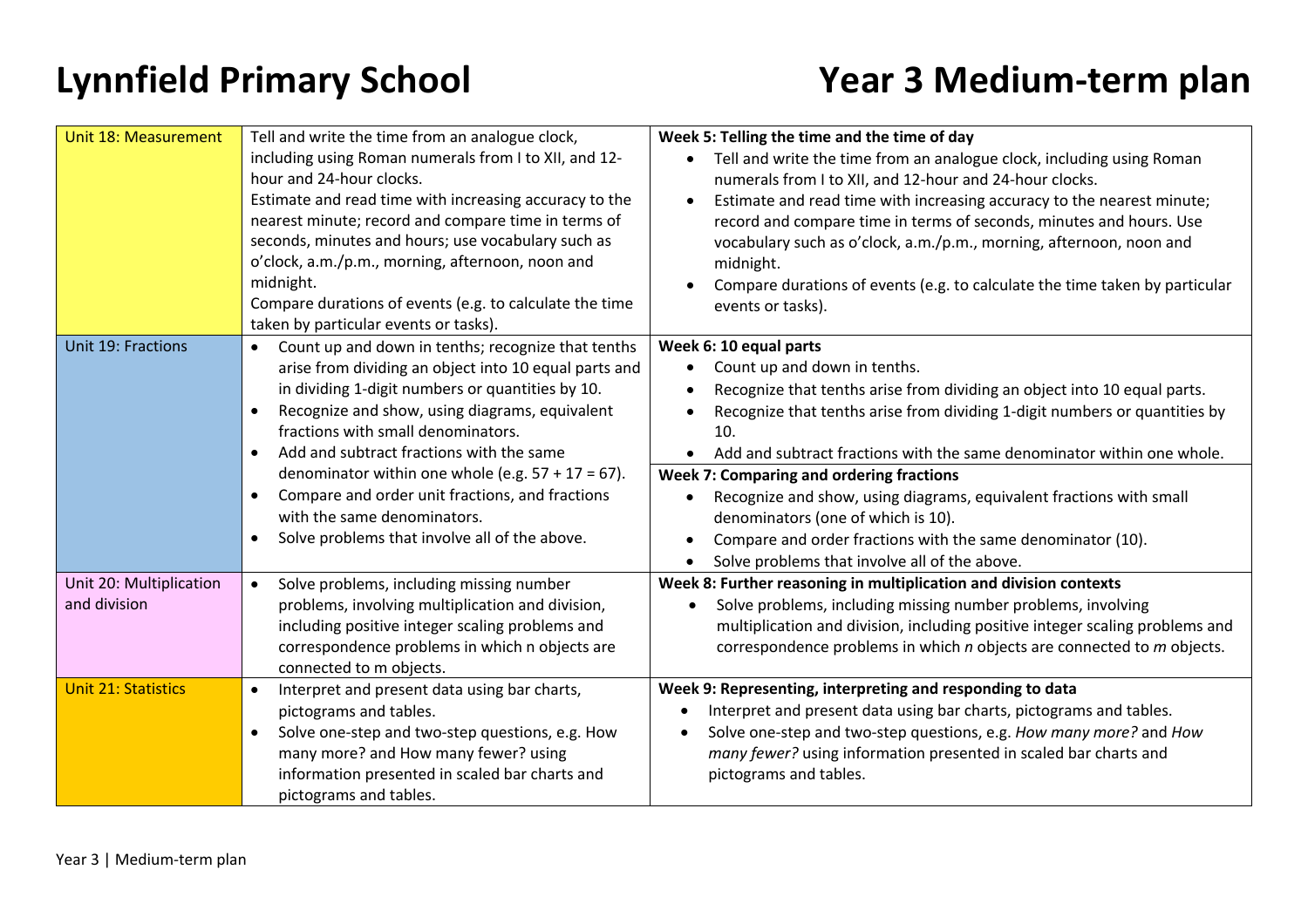# Lynnfield Primary School

# Year 3 Medium-term plan

| Unit | Objectives | Weekly plan |
|---|---|---|
| Unit 18: Measurement | Tell and write the time from an analogue clock, including using Roman numerals from I to XII, and 12-hour and 24-hour clocks.<br>Estimate and read time with increasing accuracy to the nearest minute; record and compare time in terms of seconds, minutes and hours; use vocabulary such as o'clock, a.m./p.m., morning, afternoon, noon and midnight.<br>Compare durations of events (e.g. to calculate the time taken by particular events or tasks). | **Week 5: Telling the time and the time of day**<br>• Tell and write the time from an analogue clock, including using Roman numerals from I to XII, and 12-hour and 24-hour clocks.<br>• Estimate and read time with increasing accuracy to the nearest minute; record and compare time in terms of seconds, minutes and hours. Use vocabulary such as o'clock, a.m./p.m., morning, afternoon, noon and midnight.<br>• Compare durations of events (e.g. to calculate the time taken by particular events or tasks). |
| Unit 19: Fractions | • Count up and down in tenths; recognize that tenths arise from dividing an object into 10 equal parts and in dividing 1-digit numbers or quantities by 10.<br>• Recognize and show, using diagrams, equivalent fractions with small denominators.<br>• Add and subtract fractions with the same denominator within one whole (e.g. 57 + 17 = 67).<br>• Compare and order unit fractions, and fractions with the same denominators.<br>• Solve problems that involve all of the above. | **Week 6: 10 equal parts**<br>• Count up and down in tenths.<br>• Recognize that tenths arise from dividing an object into 10 equal parts.<br>• Recognize that tenths arise from dividing 1-digit numbers or quantities by 10.<br>• Add and subtract fractions with the same denominator within one whole.<br>**Week 7: Comparing and ordering fractions**<br>• Recognize and show, using diagrams, equivalent fractions with small denominators (one of which is 10).<br>• Compare and order fractions with the same denominator (10).<br>• Solve problems that involve all of the above. |
| Unit 20: Multiplication and division | • Solve problems, including missing number problems, involving multiplication and division, including positive integer scaling problems and correspondence problems in which n objects are connected to m objects. | **Week 8: Further reasoning in multiplication and division contexts**<br>• Solve problems, including missing number problems, involving multiplication and division, including positive integer scaling problems and correspondence problems in which *n* objects are connected to *m* objects. |
| Unit 21: Statistics | • Interpret and present data using bar charts, pictograms and tables.<br>• Solve one-step and two-step questions, e.g. How many more? and How many fewer? using information presented in scaled bar charts and pictograms and tables. | **Week 9: Representing, interpreting and responding to data**<br>• Interpret and present data using bar charts, pictograms and tables.<br>• Solve one-step and two-step questions, e.g. *How many more?* and *How many fewer?* using information presented in scaled bar charts and pictograms and tables. |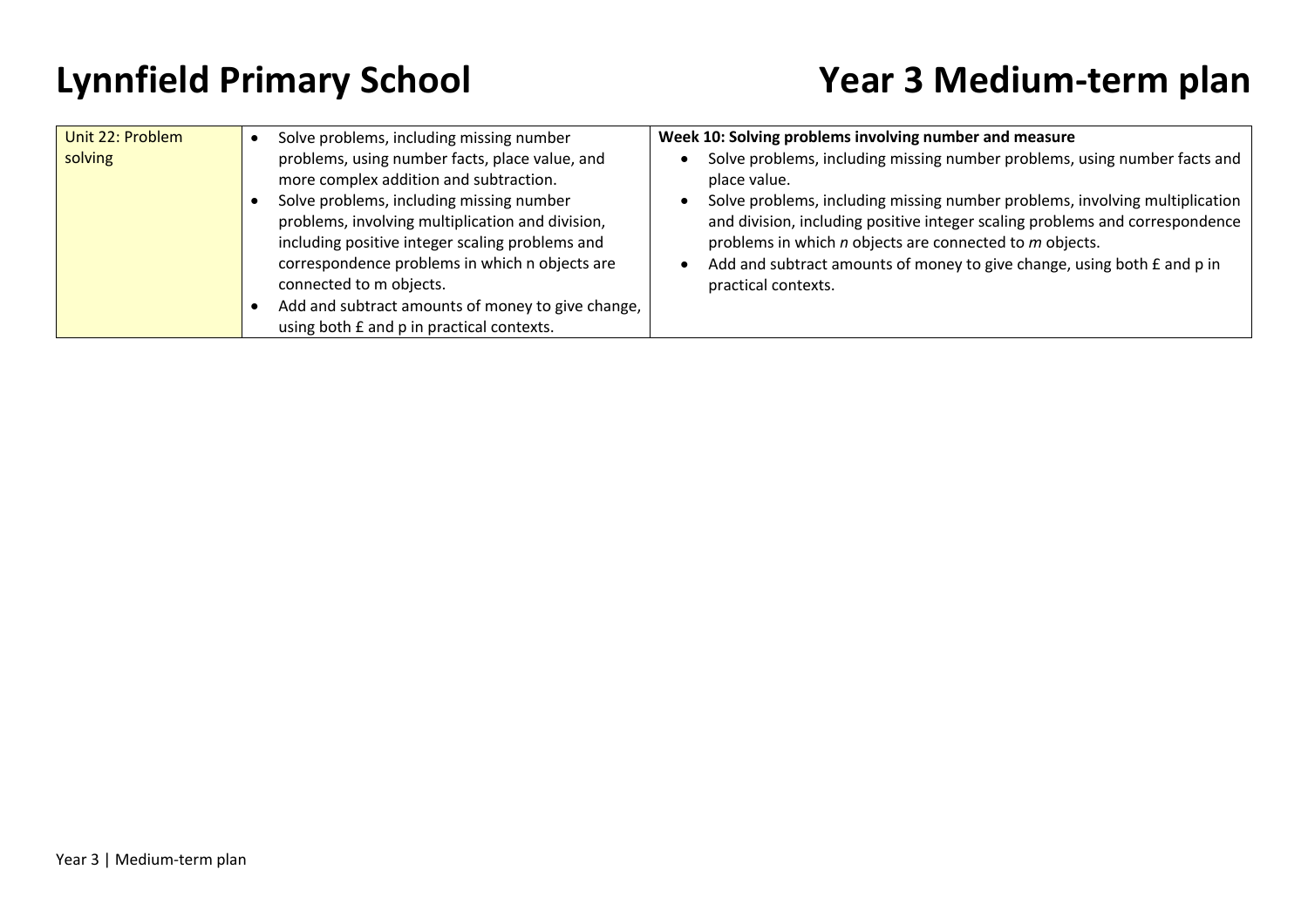# Lynnfield Primary School

# Year 3 Medium-term plan

| | | |
|---|---|---|
| Unit 22: Problem solving | • Solve problems, including missing number problems, using number facts, place value, and more complex addition and subtraction.<br>• Solve problems, including missing number problems, involving multiplication and division, including positive integer scaling problems and correspondence problems in which n objects are connected to m objects.<br>• Add and subtract amounts of money to give change, using both £ and p in practical contexts. | **Week 10: Solving problems involving number and measure**<br>• Solve problems, including missing number problems, using number facts and place value.<br>• Solve problems, including missing number problems, involving multiplication and division, including positive integer scaling problems and correspondence problems in which *n* objects are connected to *m* objects.<br>• Add and subtract amounts of money to give change, using both £ and p in practical contexts. |